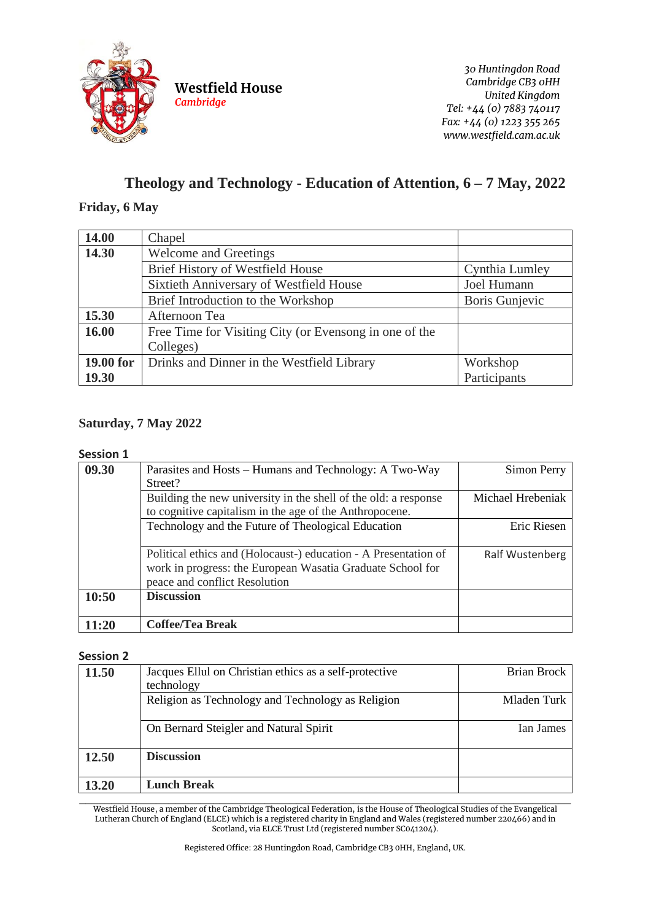**Westfield House**
*Cambridge*

*30 Huntingdon Road*
*Cambridge CB3 0HH*
*United Kingdom*
*Tel: +44 (0) 7883 740117*
*Fax: +44 (0) 1223 355 265*
*www.westfield.cam.ac.uk*

# Theology and Technology - Education of Attention, 6 – 7 May, 2022

## Friday, 6 May

| | | |
|---|---|---|
| **14.00** | Chapel | |
| **14.30** | Welcome and Greetings | |
| | Brief History of Westfield House | Cynthia Lumley |
| | Sixtieth Anniversary of Westfield House | Joel Humann |
| | Brief Introduction to the Workshop | Boris Gunjevic |
| **15.30** | Afternoon Tea | |
| **16.00** | Free Time for Visiting City (or Evensong in one of the Colleges) | |
| **19.00 for 19.30** | Drinks and Dinner in the Westfield Library | Workshop Participants |

## Saturday, 7 May 2022

### Session 1

| | | |
|---|---|---|
| **09.30** | Parasites and Hosts – Humans and Technology: A Two-Way Street? | Simon Perry |
| | Building the new university in the shell of the old: a response to cognitive capitalism in the age of the Anthropocene. | Michael Hrebeniak |
| | Technology and the Future of Theological Education | Eric Riesen |
| | Political ethics and (Holocaust-) education - A Presentation of work in progress: the European Wasatia Graduate School for peace and conflict Resolution | Ralf Wustenberg |
| **10:50** | **Discussion** | |
| **11:20** | **Coffee/Tea Break** | |

### Session 2

| | | |
|---|---|---|
| **11.50** | Jacques Ellul on Christian ethics as a self-protective technology | Brian Brock |
| | Religion as Technology and Technology as Religion | Mladen Turk |
| | On Bernard Steigler and Natural Spirit | Ian James |
| **12.50** | **Discussion** | |
| **13.20** | **Lunch Break** | |

Westfield House, a member of the Cambridge Theological Federation, is the House of Theological Studies of the Evangelical Lutheran Church of England (ELCE) which is a registered charity in England and Wales (registered number 220466) and in Scotland, via ELCE Trust Ltd (registered number SC041204).

Registered Office: 28 Huntingdon Road, Cambridge CB3 0HH, England, UK.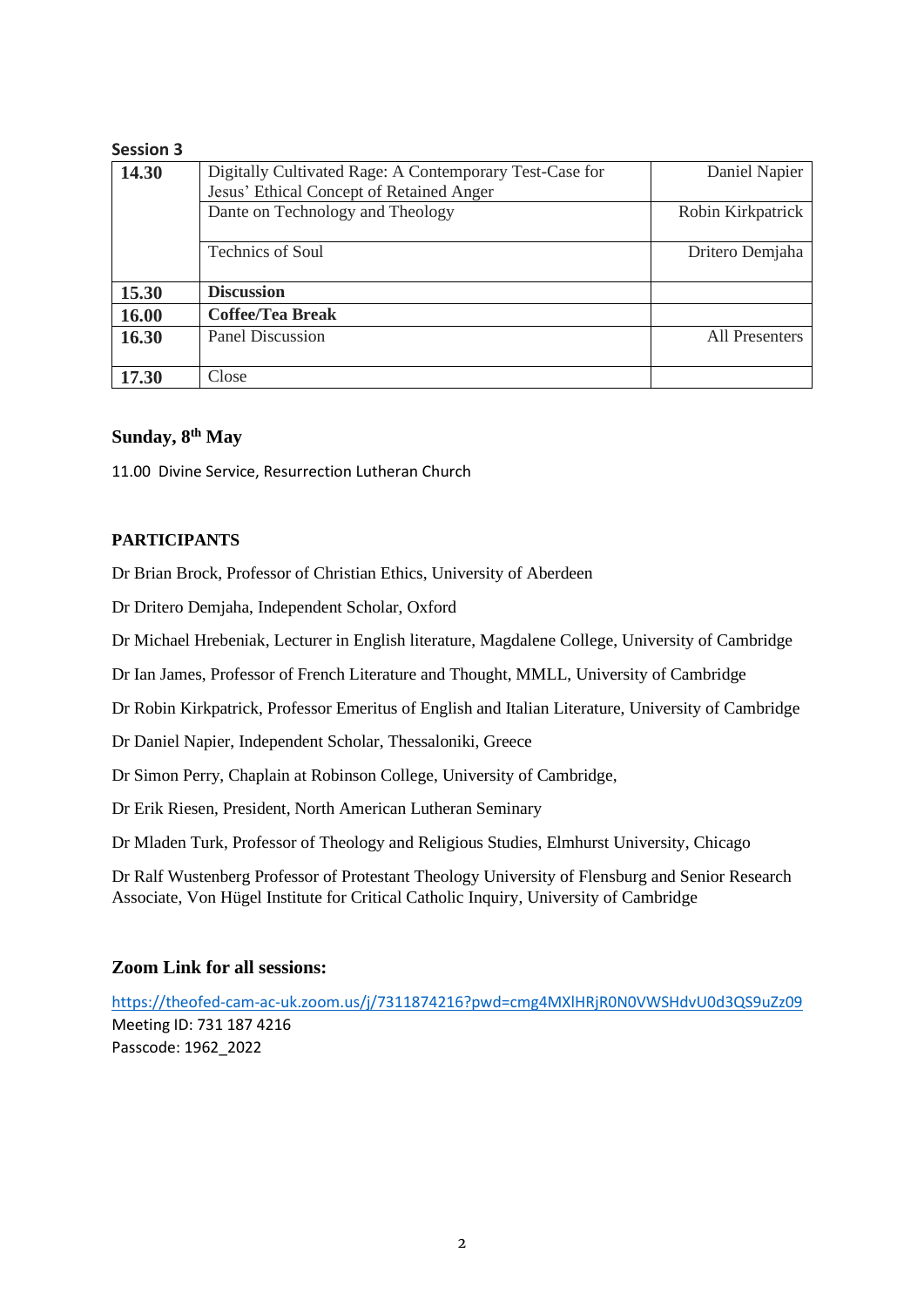**Session 3**

| | | |
|---|---|---|
| **14.30** | Digitally Cultivated Rage: A Contemporary Test-Case for Jesus' Ethical Concept of Retained Anger | Daniel Napier |
| | Dante on Technology and Theology | Robin Kirkpatrick |
| | Technics of Soul | Dritero Demjaha |
| **15.30** | **Discussion** | |
| **16.00** | **Coffee/Tea Break** | |
| **16.30** | Panel Discussion | All Presenters |
| **17.30** | Close | |

**Sunday, 8th May**

11.00 Divine Service, Resurrection Lutheran Church

**PARTICIPANTS**

Dr Brian Brock, Professor of Christian Ethics, University of Aberdeen

Dr Dritero Demjaha, Independent Scholar, Oxford

Dr Michael Hrebeniak, Lecturer in English literature, Magdalene College, University of Cambridge

Dr Ian James, Professor of French Literature and Thought, MMLL, University of Cambridge

Dr Robin Kirkpatrick, Professor Emeritus of English and Italian Literature, University of Cambridge

Dr Daniel Napier, Independent Scholar, Thessaloniki, Greece

Dr Simon Perry, Chaplain at Robinson College, University of Cambridge,

Dr Erik Riesen, President, North American Lutheran Seminary

Dr Mladen Turk, Professor of Theology and Religious Studies, Elmhurst University, Chicago

Dr Ralf Wustenberg Professor of Protestant Theology University of Flensburg and Senior Research Associate, Von Hügel Institute for Critical Catholic Inquiry, University of Cambridge

**Zoom Link for all sessions:**

https://theofed-cam-ac-uk.zoom.us/j/7311874216?pwd=cmg4MXlHRjR0N0VWSHdvU0d3QS9uZz09
Meeting ID: 731 187 4216
Passcode: 1962_2022